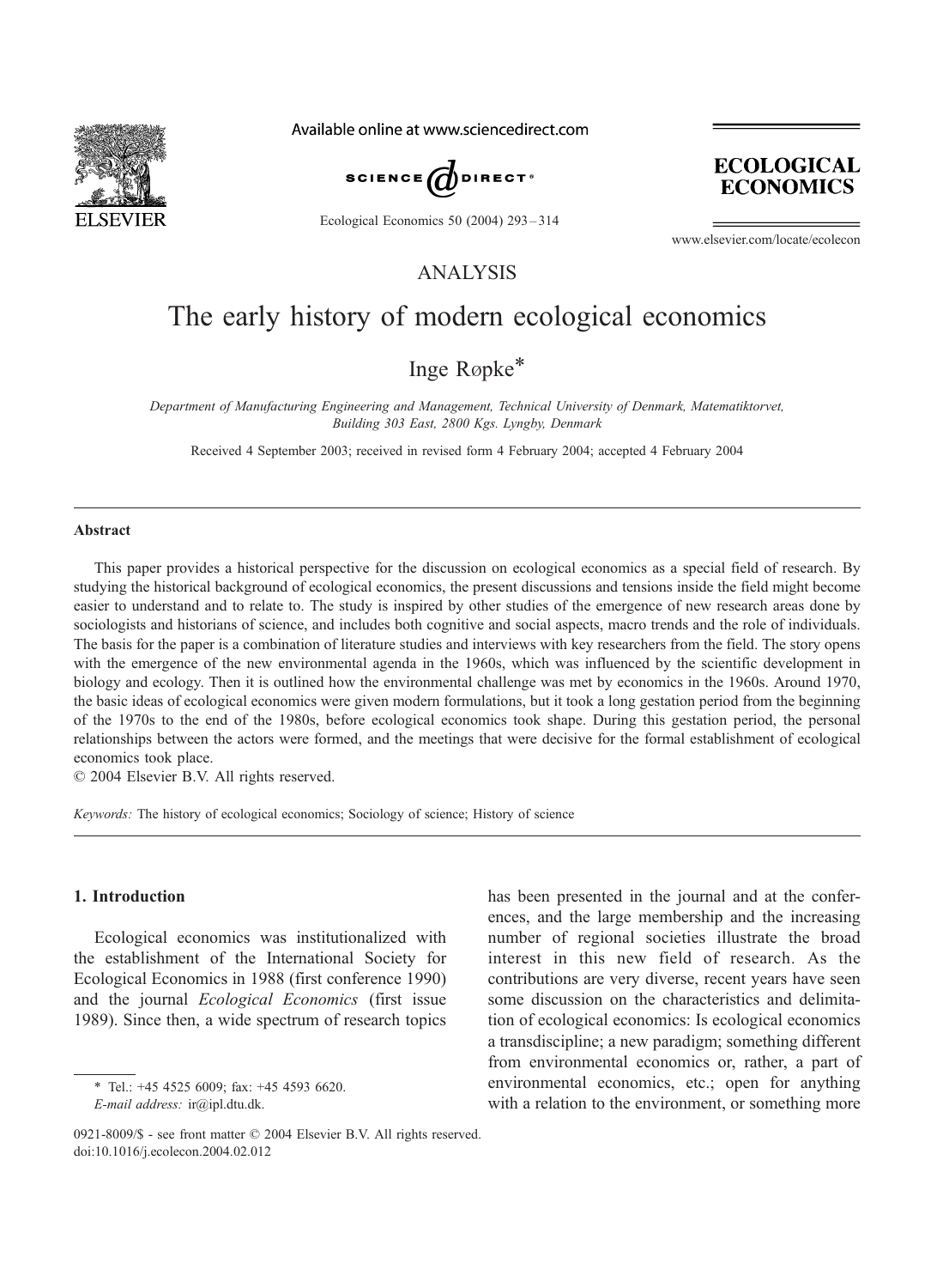ANALYSIS

# The early history of modern ecological economics

Inge Røpke*

*Department of Manufacturing Engineering and Management, Technical University of Denmark, Matematiktorvet, Building 303 East, 2800 Kgs. Lyngby, Denmark*

Received 4 September 2003; received in revised form 4 February 2004; accepted 4 February 2004

## Abstract

This paper provides a historical perspective for the discussion on ecological economics as a special field of research. By studying the historical background of ecological economics, the present discussions and tensions inside the field might become easier to understand and to relate to. The study is inspired by other studies of the emergence of new research areas done by sociologists and historians of science, and includes both cognitive and social aspects, macro trends and the role of individuals. The basis for the paper is a combination of literature studies and interviews with key researchers from the field. The story opens with the emergence of the new environmental agenda in the 1960s, which was influenced by the scientific development in biology and ecology. Then it is outlined how the environmental challenge was met by economics in the 1960s. Around 1970, the basic ideas of ecological economics were given modern formulations, but it took a long gestation period from the beginning of the 1970s to the end of the 1980s, before ecological economics took shape. During this gestation period, the personal relationships between the actors were formed, and the meetings that were decisive for the formal establishment of ecological economics took place.

© 2004 Elsevier B.V. All rights reserved.

*Keywords:* The history of ecological economics; Sociology of science; History of science

## 1. Introduction

Ecological economics was institutionalized with the establishment of the International Society for Ecological Economics in 1988 (first conference 1990) and the journal *Ecological Economics* (first issue 1989). Since then, a wide spectrum of research topics has been presented in the journal and at the conferences, and the large membership and the increasing number of regional societies illustrate the broad interest in this new field of research. As the contributions are very diverse, recent years have seen some discussion on the characteristics and delimitation of ecological economics: Is ecological economics a transdiscipline; a new paradigm; something different from environmental economics or, rather, a part of environmental economics, etc.; open for anything with a relation to the environment, or something more

\* Tel.: +45 4525 6009; fax: +45 4593 6620.
*E-mail address:* ir@ipl.dtu.dk.

0921-8009/$ - see front matter © 2004 Elsevier B.V. All rights reserved.
doi:10.1016/j.ecolecon.2004.02.012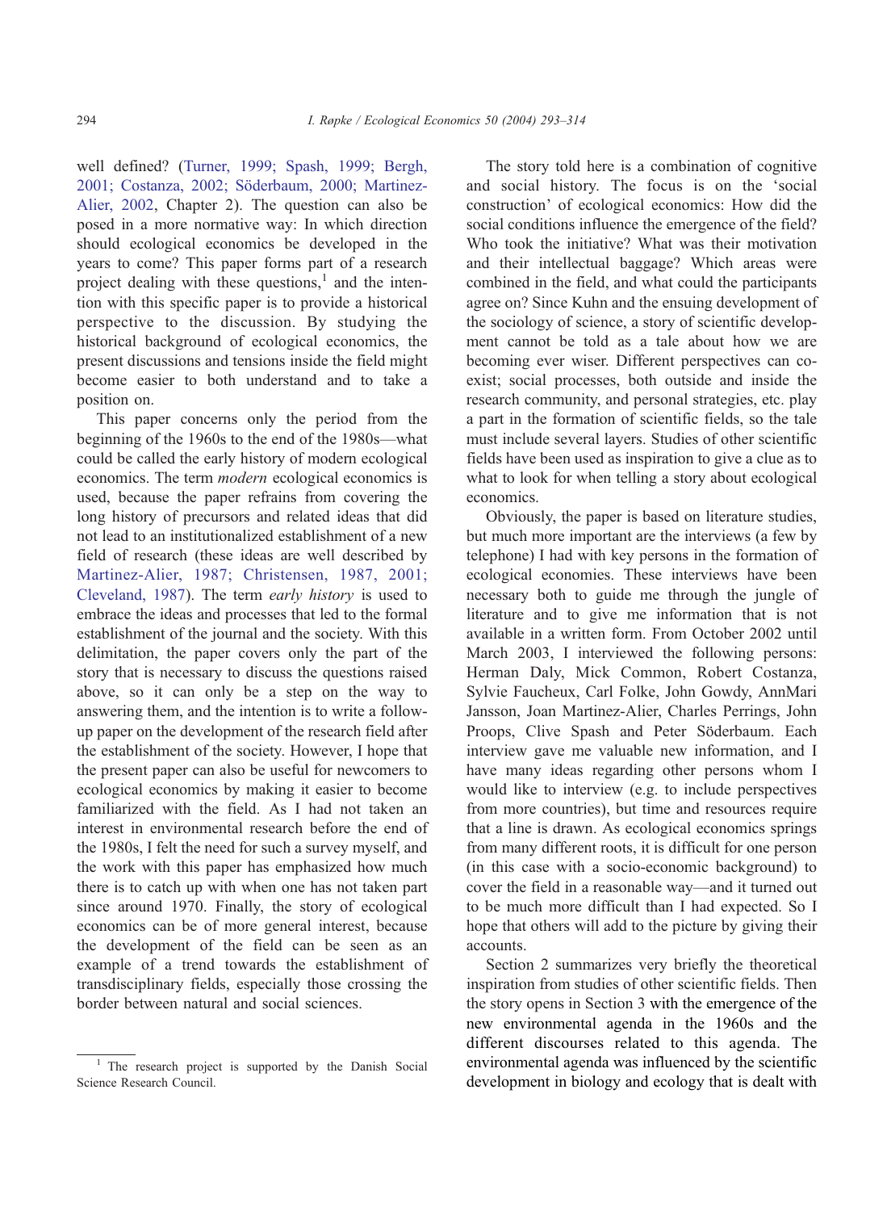well defined? (Turner, 1999; Spash, 1999; Bergh, 2001; Costanza, 2002; Söderbaum, 2000; Martinez-Alier, 2002, Chapter 2). The question can also be posed in a more normative way: In which direction should ecological economics be developed in the years to come? This paper forms part of a research project dealing with these questions,[1] and the intention with this specific paper is to provide a historical perspective to the discussion. By studying the historical background of ecological economics, the present discussions and tensions inside the field might become easier to both understand and to take a position on.

This paper concerns only the period from the beginning of the 1960s to the end of the 1980s—what could be called the early history of modern ecological economics. The term *modern* ecological economics is used, because the paper refrains from covering the long history of precursors and related ideas that did not lead to an institutionalized establishment of a new field of research (these ideas are well described by Martinez-Alier, 1987; Christensen, 1987, 2001; Cleveland, 1987). The term *early history* is used to embrace the ideas and processes that led to the formal establishment of the journal and the society. With this delimitation, the paper covers only the part of the story that is necessary to discuss the questions raised above, so it can only be a step on the way to answering them, and the intention is to write a follow-up paper on the development of the research field after the establishment of the society. However, I hope that the present paper can also be useful for newcomers to ecological economics by making it easier to become familiarized with the field. As I had not taken an interest in environmental research before the end of the 1980s, I felt the need for such a survey myself, and the work with this paper has emphasized how much there is to catch up with when one has not taken part since around 1970. Finally, the story of ecological economics can be of more general interest, because the development of the field can be seen as an example of a trend towards the establishment of transdisciplinary fields, especially those crossing the border between natural and social sciences.

The story told here is a combination of cognitive and social history. The focus is on the 'social construction' of ecological economics: How did the social conditions influence the emergence of the field? Who took the initiative? What was their motivation and their intellectual baggage? Which areas were combined in the field, and what could the participants agree on? Since Kuhn and the ensuing development of the sociology of science, a story of scientific development cannot be told as a tale about how we are becoming ever wiser. Different perspectives can co-exist; social processes, both outside and inside the research community, and personal strategies, etc. play a part in the formation of scientific fields, so the tale must include several layers. Studies of other scientific fields have been used as inspiration to give a clue as to what to look for when telling a story about ecological economics.

Obviously, the paper is based on literature studies, but much more important are the interviews (a few by telephone) I had with key persons in the formation of ecological economies. These interviews have been necessary both to guide me through the jungle of literature and to give me information that is not available in a written form. From October 2002 until March 2003, I interviewed the following persons: Herman Daly, Mick Common, Robert Costanza, Sylvie Faucheux, Carl Folke, John Gowdy, AnnMari Jansson, Joan Martinez-Alier, Charles Perrings, John Proops, Clive Spash and Peter Söderbaum. Each interview gave me valuable new information, and I have many ideas regarding other persons whom I would like to interview (e.g. to include perspectives from more countries), but time and resources require that a line is drawn. As ecological economics springs from many different roots, it is difficult for one person (in this case with a socio-economic background) to cover the field in a reasonable way—and it turned out to be much more difficult than I had expected. So I hope that others will add to the picture by giving their accounts.

Section 2 summarizes very briefly the theoretical inspiration from studies of other scientific fields. Then the story opens in Section 3 with the emergence of the new environmental agenda in the 1960s and the different discourses related to this agenda. The environmental agenda was influenced by the scientific development in biology and ecology that is dealt with

[1] The research project is supported by the Danish Social Science Research Council.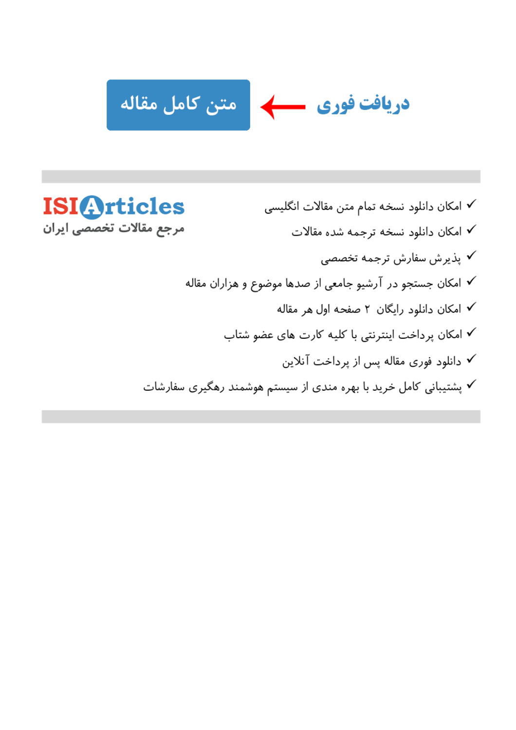دریافت فوری ← **متن کامل مقاله**

**ISIArticles**
مرجع مقالات تخصصی ایران

- ✓ امکان دانلود نسخه تمام متن مقالات انگلیسی
- ✓ امکان دانلود نسخه ترجمه شده مقالات
- ✓ پذیرش سفارش ترجمه تخصصی
- ✓ امکان جستجو در آرشیو جامعی از صدها موضوع و هزاران مقاله
- ✓ امکان دانلود رایگان ۲ صفحه اول هر مقاله
- ✓ امکان پرداخت اینترنتی با کلیه کارت های عضو شتاب
- ✓ دانلود فوری مقاله پس از پرداخت آنلاین
- ✓ پشتیبانی کامل خرید با بهره مندی از سیستم هوشمند رهگیری سفارشات